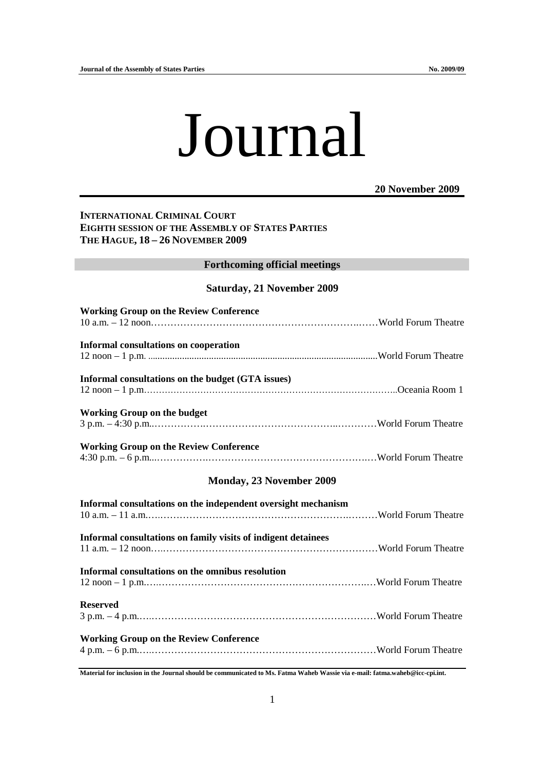# Journal

**20 November 2009**

**INTERNATIONAL CRIMINAL COURT**
**EIGHTH SESSION OF THE ASSEMBLY OF STATES PARTIES**
**THE HAGUE, 18 – 26 NOVEMBER 2009**

## Forthcoming official meetings

### Saturday, 21 November 2009

**Working Group on the Review Conference**
10 a.m. – 12 noon……………………………………………………….……World Forum Theatre

**Informal consultations on cooperation**
12 noon – 1 p.m. ............................................................................................World Forum Theatre

**Informal consultations on the budget (GTA issues)**
12 noon – 1 p.m.………………………………………………………………………..Oceania Room 1

**Working Group on the budget**
3 p.m. – 4:30 p.m..……………….…………………………………..…………World Forum Theatre

**Working Group on the Review Conference**
4:30 p.m. – 6 p.m...…………….…………………………………………….…World Forum Theatre

### Monday, 23 November 2009

**Informal consultations on the independent oversight mechanism**
10 a.m. – 11 a.m.….………………………………………………….………World Forum Theatre

**Informal consultations on family visits of indigent detainees**
11 a.m. – 12 noon….……………………………………………………………World Forum Theatre

**Informal consultations on the omnibus resolution**
12 noon – 1 p.m.…..…………………………………………………………..…World Forum Theatre

**Reserved**
3 p.m. – 4 p.m.…..………………………………………………………………World Forum Theatre

**Working Group on the Review Conference**
4 p.m. – 6 p.m.…..………………………………………………………………World Forum Theatre

**Material for inclusion in the Journal should be communicated to Ms. Fatma Waheb Wassie via e-mail: fatma.waheb@icc-cpi.int.**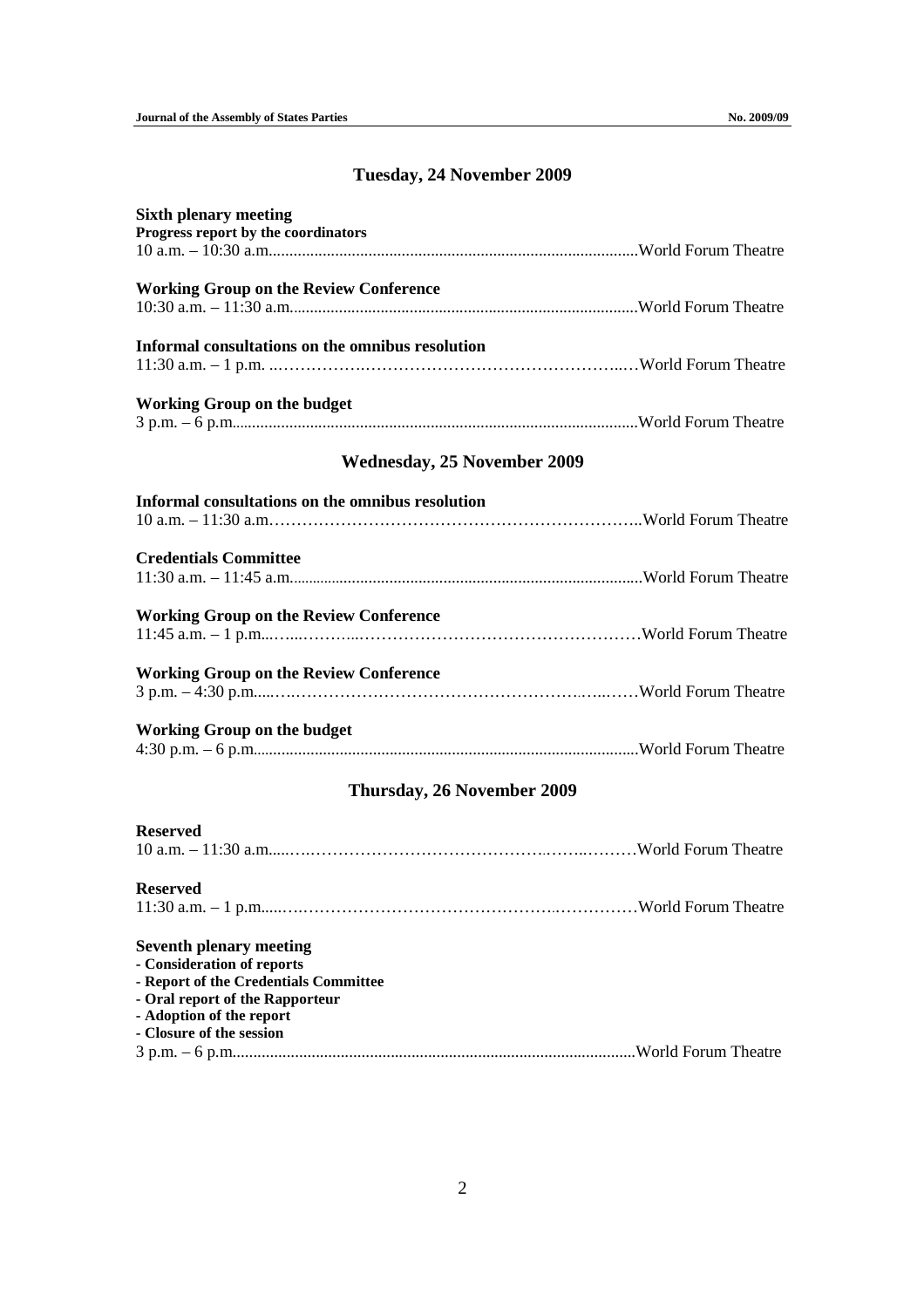## Tuesday, 24 November 2009

**Sixth plenary meeting**
**Progress report by the coordinators**
10 a.m. – 10:30 a.m. ........................................................................................ World Forum Theatre

**Working Group on the Review Conference**
10:30 a.m. – 11:30 a.m. .................................................................................. World Forum Theatre

**Informal consultations on the omnibus resolution**
11:30 a.m. – 1 p.m. ......................................................................................... World Forum Theatre

**Working Group on the budget**
3 p.m. – 6 p.m. ................................................................................................. World Forum Theatre

## Wednesday, 25 November 2009

**Informal consultations on the omnibus resolution**
10 a.m. – 11:30 a.m. ....................................................................................... World Forum Theatre

**Credentials Committee**
11:30 a.m. – 11:45 a.m. .................................................................................. World Forum Theatre

**Working Group on the Review Conference**
11:45 a.m. – 1 p.m. ......................................................................................... World Forum Theatre

**Working Group on the Review Conference**
3 p.m. – 4:30 p.m. ........................................................................................... World Forum Theatre

**Working Group on the budget**
4:30 p.m. – 6 p.m. ........................................................................................... World Forum Theatre

## Thursday, 26 November 2009

**Reserved**
10 a.m. – 11:30 a.m. ....................................................................................... World Forum Theatre

**Reserved**
11:30 a.m. – 1 p.m. ......................................................................................... World Forum Theatre

**Seventh plenary meeting**
**- Consideration of reports**
**- Report of the Credentials Committee**
**- Oral report of the Rapporteur**
**- Adoption of the report**
**- Closure of the session**
3 p.m. – 6 p.m. ................................................................................................. World Forum Theatre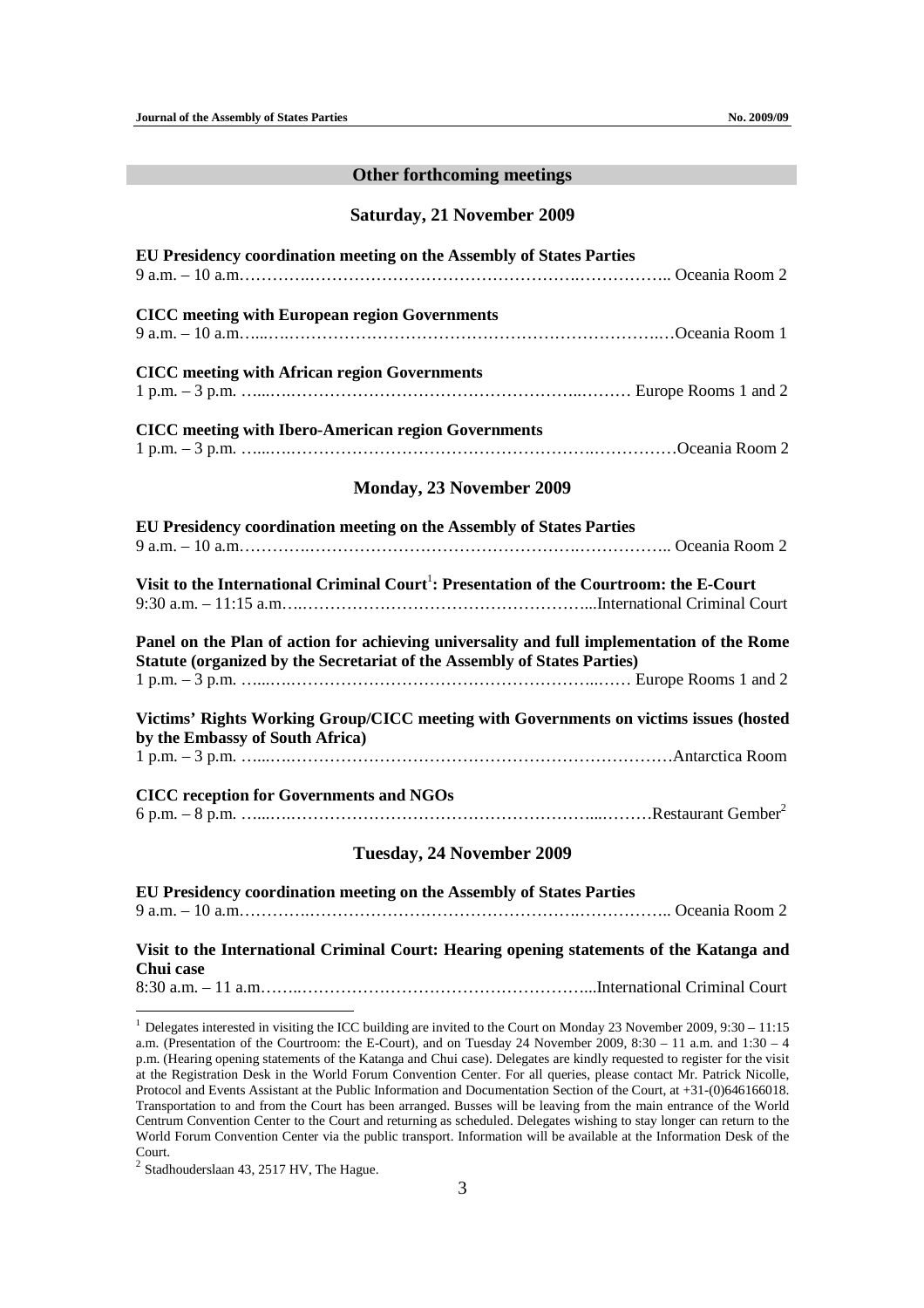## Other forthcoming meetings

### Saturday, 21 November 2009

**EU Presidency coordination meeting on the Assembly of States Parties**
9 a.m. – 10 a.m.………….……………………………………….…………….. Oceania Room 2

**CICC meeting with European region Governments**
9 a.m. – 10 a.m…...….…………………………………………………………..…Oceania Room 1

**CICC meeting with African region Governments**
1 p.m. – 3 p.m. …...….………………………………………………..……… Europe Rooms 1 and 2

**CICC meeting with Ibero-American region Governments**
1 p.m. – 3 p.m. …...….…………………………………………………….……………Oceania Room 2

### Monday, 23 November 2009

**EU Presidency coordination meeting on the Assembly of States Parties**
9 a.m. – 10 a.m.………….……………………………………….…………….. Oceania Room 2

**Visit to the International Criminal Court[1]: Presentation of the Courtroom: the E-Court**
9:30 a.m. – 11:15 a.m.….……………………………………………...International Criminal Court

**Panel on the Plan of action for achieving universality and full implementation of the Rome Statute (organized by the Secretariat of the Assembly of States Parties)**
1 p.m. – 3 p.m. …...….……………………………………………..…… Europe Rooms 1 and 2

**Victims' Rights Working Group/CICC meeting with Governments on victims issues (hosted by the Embassy of South Africa)**
1 p.m. – 3 p.m. …...….…………………………………………………………………Antarctica Room

**CICC reception for Governments and NGOs**
6 p.m. – 8 p.m. …...….…………………………………………………...………Restaurant Gember[2]

### Tuesday, 24 November 2009

**EU Presidency coordination meeting on the Assembly of States Parties**
9 a.m. – 10 a.m.………….……………………………………….…………….. Oceania Room 2

**Visit to the International Criminal Court: Hearing opening statements of the Katanga and Chui case**
8:30 a.m. – 11 a.m……..………………………………………………...International Criminal Court

---

[1] Delegates interested in visiting the ICC building are invited to the Court on Monday 23 November 2009, 9:30 – 11:15 a.m. (Presentation of the Courtroom: the E-Court), and on Tuesday 24 November 2009, 8:30 – 11 a.m. and 1:30 – 4 p.m. (Hearing opening statements of the Katanga and Chui case). Delegates are kindly requested to register for the visit at the Registration Desk in the World Forum Convention Center. For all queries, please contact Mr. Patrick Nicolle, Protocol and Events Assistant at the Public Information and Documentation Section of the Court, at +31-(0)646166018. Transportation to and from the Court has been arranged. Busses will be leaving from the main entrance of the World Centrum Convention Center to the Court and returning as scheduled. Delegates wishing to stay longer can return to the World Forum Convention Center via the public transport. Information will be available at the Information Desk of the Court.

[2] Stadhouderslaan 43, 2517 HV, The Hague.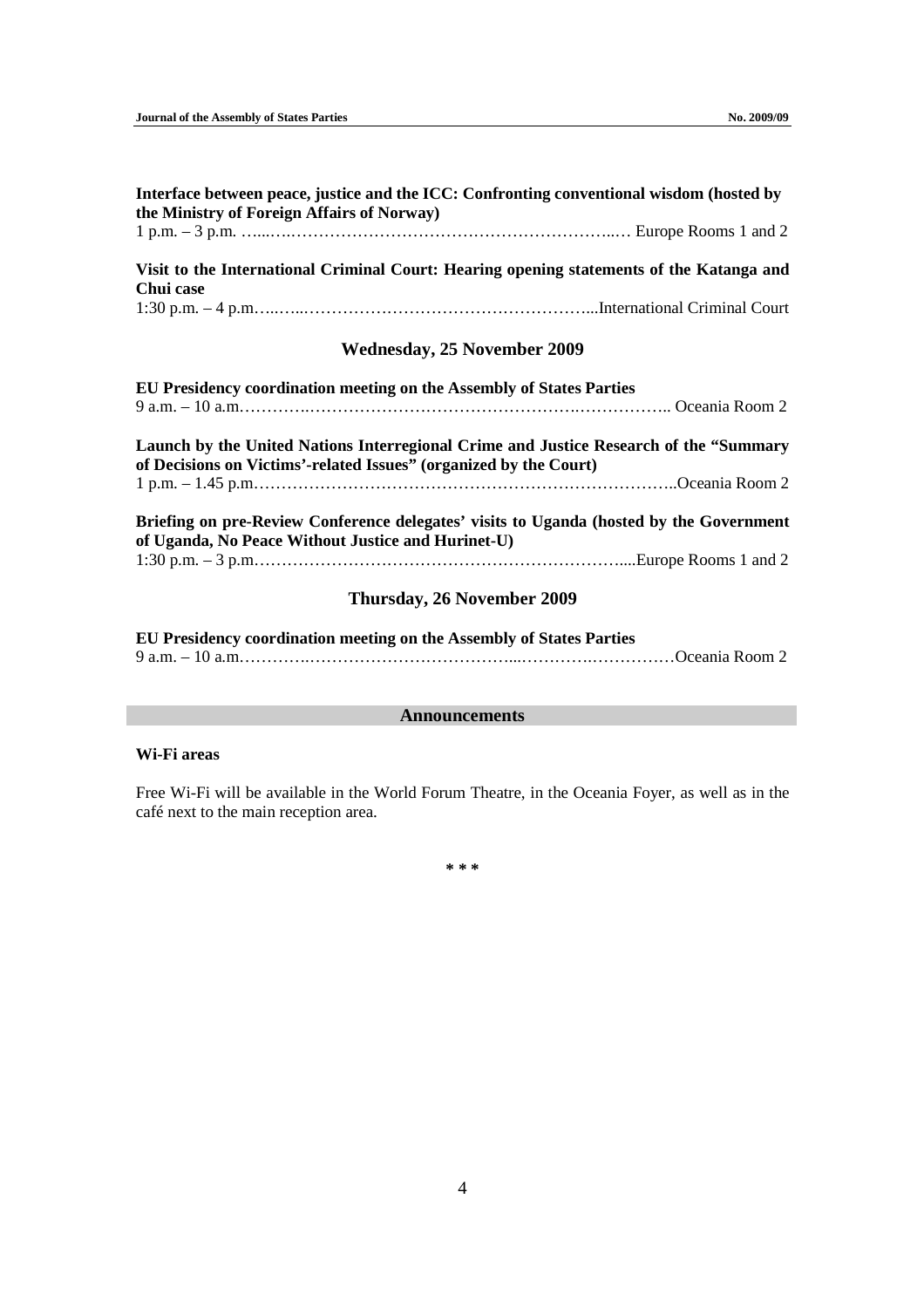**Interface between peace, justice and the ICC: Confronting conventional wisdom (hosted by the Ministry of Foreign Affairs of Norway)**

1 p.m. – 3 p.m. …...……………………………………………………..… Europe Rooms 1 and 2

**Visit to the International Criminal Court: Hearing opening statements of the Katanga and Chui case**

1:30 p.m. – 4 p.m.….…..……………………………………………...International Criminal Court

### Wednesday, 25 November 2009

**EU Presidency coordination meeting on the Assembly of States Parties**

9 a.m. – 10 a.m.………….……………………………………….…………….. Oceania Room 2

**Launch by the United Nations Interregional Crime and Justice Research of the "Summary of Decisions on Victims'-related Issues" (organized by the Court)**

1 p.m. – 1.45 p.m…………………………………………………………………..Oceania Room 2

**Briefing on pre-Review Conference delegates' visits to Uganda (hosted by the Government of Uganda, No Peace Without Justice and Hurinet-U)**

1:30 p.m. – 3 p.m…………………………………………………………....Europe Rooms 1 and 2

### Thursday, 26 November 2009

**EU Presidency coordination meeting on the Assembly of States Parties**

9 a.m. – 10 a.m.………….…………………………………...………….……………Oceania Room 2

## Announcements

**Wi-Fi areas**

Free Wi-Fi will be available in the World Forum Theatre, in the Oceania Foyer, as well as in the café next to the main reception area.

\* \* \*